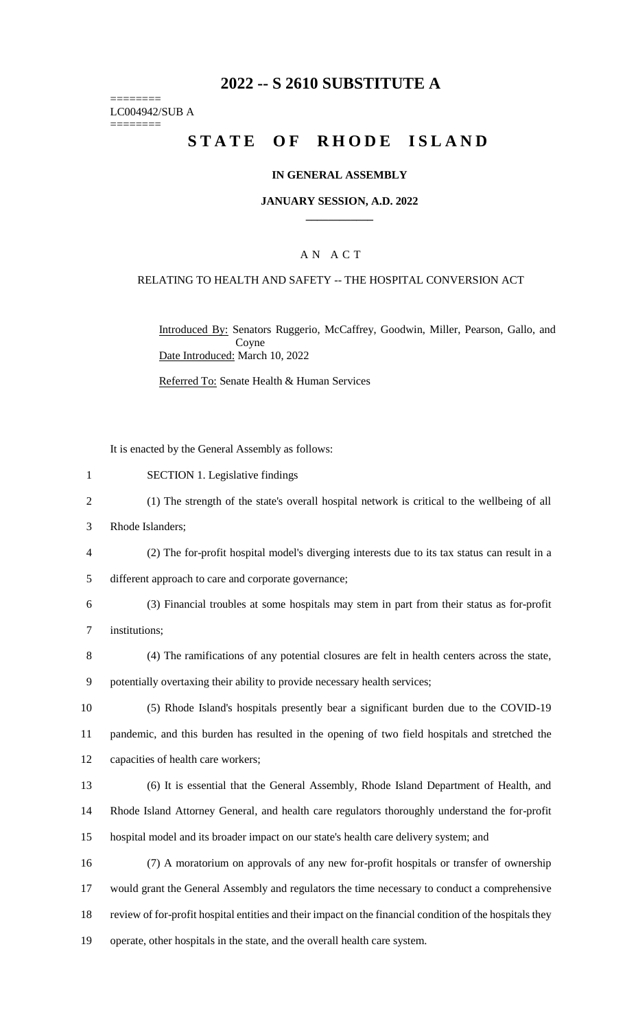# 2022 -- S 2610 SUBSTITUTE A

========
LC004942/SUB A
========

## STATE OF RHODE ISLAND

### IN GENERAL ASSEMBLY

### JANUARY SESSION, A.D. 2022

A N A C T

RELATING TO HEALTH AND SAFETY -- THE HOSPITAL CONVERSION ACT

Introduced By: Senators Ruggerio, McCaffrey, Goodwin, Miller, Pearson, Gallo, and Coyne

Date Introduced: March 10, 2022

Referred To: Senate Health & Human Services

It is enacted by the General Assembly as follows:

SECTION 1. Legislative findings

(1) The strength of the state's overall hospital network is critical to the wellbeing of all Rhode Islanders;

(2) The for-profit hospital model's diverging interests due to its tax status can result in a different approach to care and corporate governance;

(3) Financial troubles at some hospitals may stem in part from their status as for-profit institutions;

(4) The ramifications of any potential closures are felt in health centers across the state, potentially overtaxing their ability to provide necessary health services;

(5) Rhode Island's hospitals presently bear a significant burden due to the COVID-19 pandemic, and this burden has resulted in the opening of two field hospitals and stretched the capacities of health care workers;

(6) It is essential that the General Assembly, Rhode Island Department of Health, and Rhode Island Attorney General, and health care regulators thoroughly understand the for-profit hospital model and its broader impact on our state's health care delivery system; and

(7) A moratorium on approvals of any new for-profit hospitals or transfer of ownership would grant the General Assembly and regulators the time necessary to conduct a comprehensive review of for-profit hospital entities and their impact on the financial condition of the hospitals they operate, other hospitals in the state, and the overall health care system.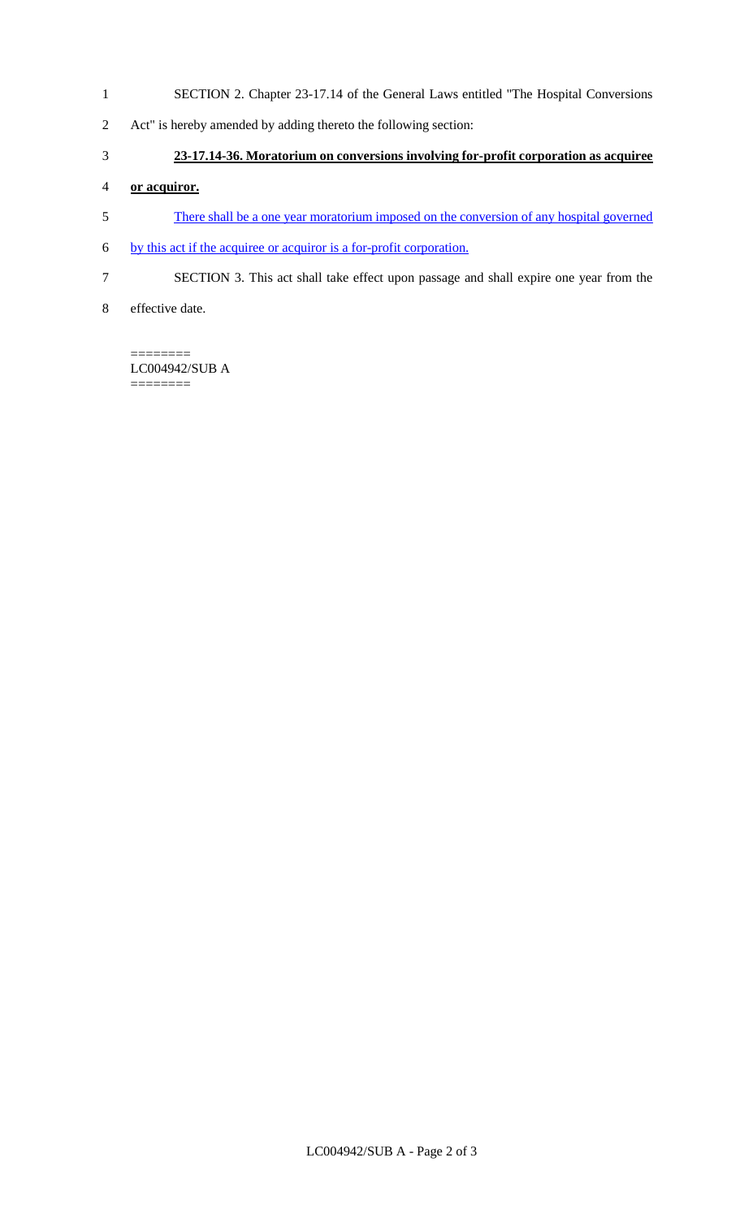SECTION 2. Chapter 23-17.14 of the General Laws entitled "The Hospital Conversions Act" is hereby amended by adding thereto the following section:

**23-17.14-36. Moratorium on conversions involving for-profit corporation as acquiree or acquiror.**

There shall be a one year moratorium imposed on the conversion of any hospital governed by this act if the acquiree or acquiror is a for-profit corporation.

SECTION 3. This act shall take effect upon passage and shall expire one year from the effective date.

========
LC004942/SUB A
========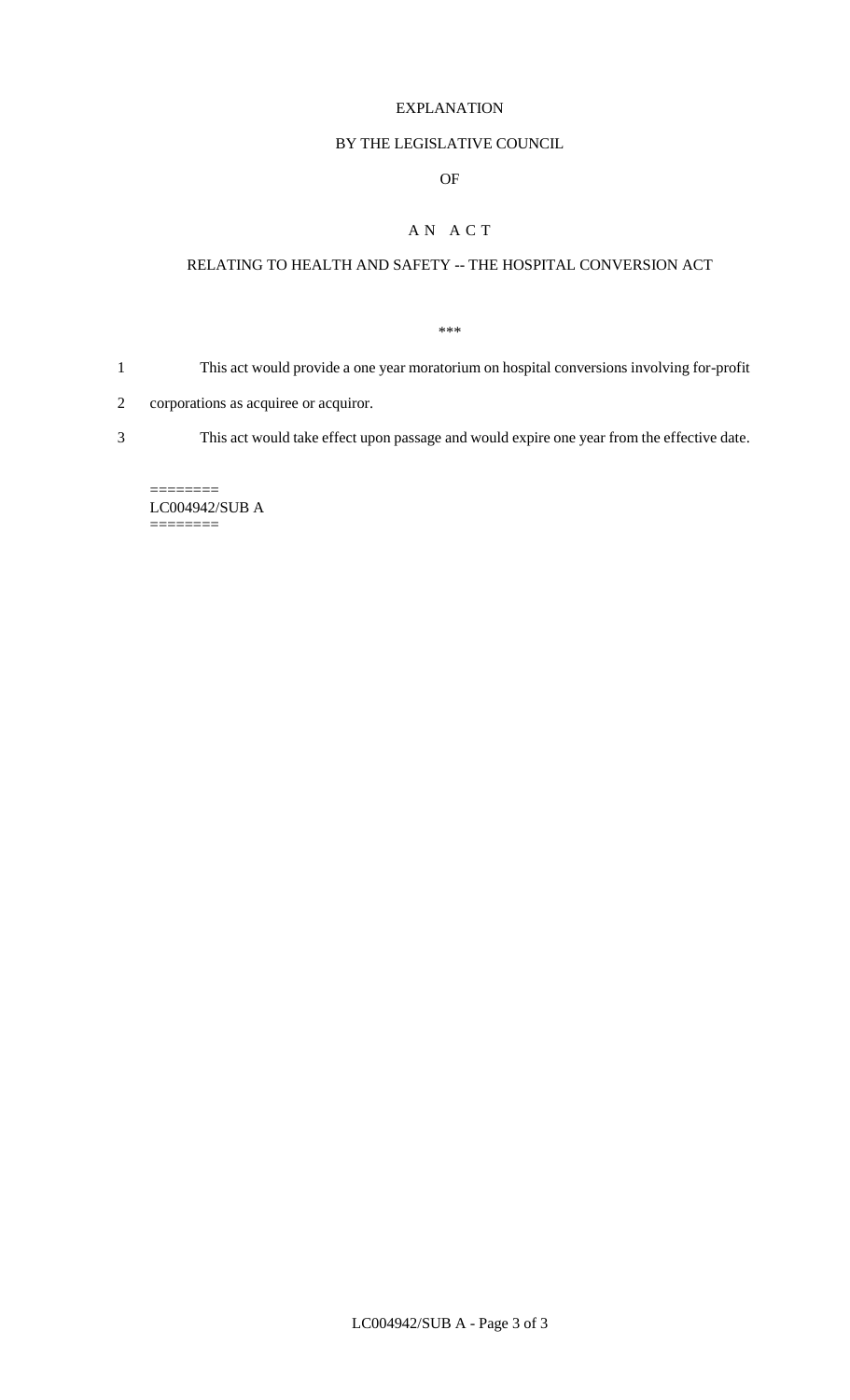EXPLANATION

BY THE LEGISLATIVE COUNCIL

OF

# A N   A C T

## RELATING TO HEALTH AND SAFETY -- THE HOSPITAL CONVERSION ACT

\*\*\*

This act would provide a one year moratorium on hospital conversions involving for-profit corporations as acquiree or acquiror.

This act would take effect upon passage and would expire one year from the effective date.

========
LC004942/SUB A
========